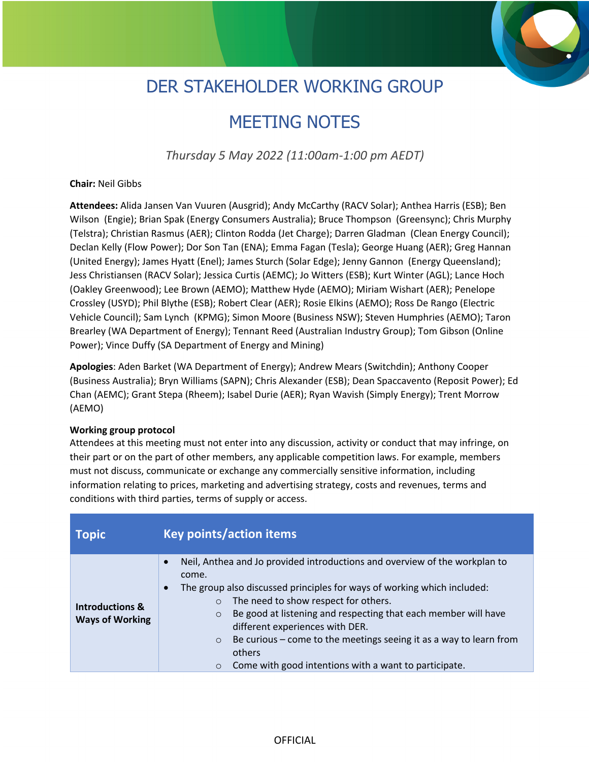# DER STAKEHOLDER WORKING GROUP

# MEETING NOTES

*Thursday 5 May 2022 (11:00am-1:00 pm AEDT)*

**Chair:** Neil Gibbs

**Attendees:** Alida Jansen Van Vuuren (Ausgrid); Andy McCarthy (RACV Solar); Anthea Harris (ESB); Ben Wilson (Engie); Brian Spak (Energy Consumers Australia); Bruce Thompson (Greensync); Chris Murphy (Telstra); Christian Rasmus (AER); Clinton Rodda (Jet Charge); Darren Gladman (Clean Energy Council); Declan Kelly (Flow Power); Dor Son Tan (ENA); Emma Fagan (Tesla); George Huang (AER); Greg Hannan (United Energy); James Hyatt (Enel); James Sturch (Solar Edge); Jenny Gannon (Energy Queensland); Jess Christiansen (RACV Solar); Jessica Curtis (AEMC); Jo Witters (ESB); Kurt Winter (AGL); Lance Hoch (Oakley Greenwood); Lee Brown (AEMO); Matthew Hyde (AEMO); Miriam Wishart (AER); Penelope Crossley (USYD); Phil Blythe (ESB); Robert Clear (AER); Rosie Elkins (AEMO); Ross De Rango (Electric Vehicle Council); Sam Lynch (KPMG); Simon Moore (Business NSW); Steven Humphries (AEMO); Taron Brearley (WA Department of Energy); Tennant Reed (Australian Industry Group); Tom Gibson (Online Power); Vince Duffy (SA Department of Energy and Mining)

**Apologies**: Aden Barket (WA Department of Energy); Andrew Mears (Switchdin); Anthony Cooper (Business Australia); Bryn Williams (SAPN); Chris Alexander (ESB); Dean Spaccavento (Reposit Power); Ed Chan (AEMC); Grant Stepa (Rheem); Isabel Durie (AER); Ryan Wavish (Simply Energy); Trent Morrow (AEMO)

**Working group protocol**
Attendees at this meeting must not enter into any discussion, activity or conduct that may infringe, on their part or on the part of other members, any applicable competition laws. For example, members must not discuss, communicate or exchange any commercially sensitive information, including information relating to prices, marketing and advertising strategy, costs and revenues, terms and conditions with third parties, terms of supply or access.

| Topic | Key points/action items |
|---|---|
| **Introductions & Ways of Working** | • Neil, Anthea and Jo provided introductions and overview of the workplan to come.<br>• The group also discussed principles for ways of working which included:<br>&nbsp;&nbsp;&nbsp;&nbsp;○ The need to show respect for others.<br>&nbsp;&nbsp;&nbsp;&nbsp;○ Be good at listening and respecting that each member will have different experiences with DER.<br>&nbsp;&nbsp;&nbsp;&nbsp;○ Be curious – come to the meetings seeing it as a way to learn from others<br>&nbsp;&nbsp;&nbsp;&nbsp;○ Come with good intentions with a want to participate. |

OFFICIAL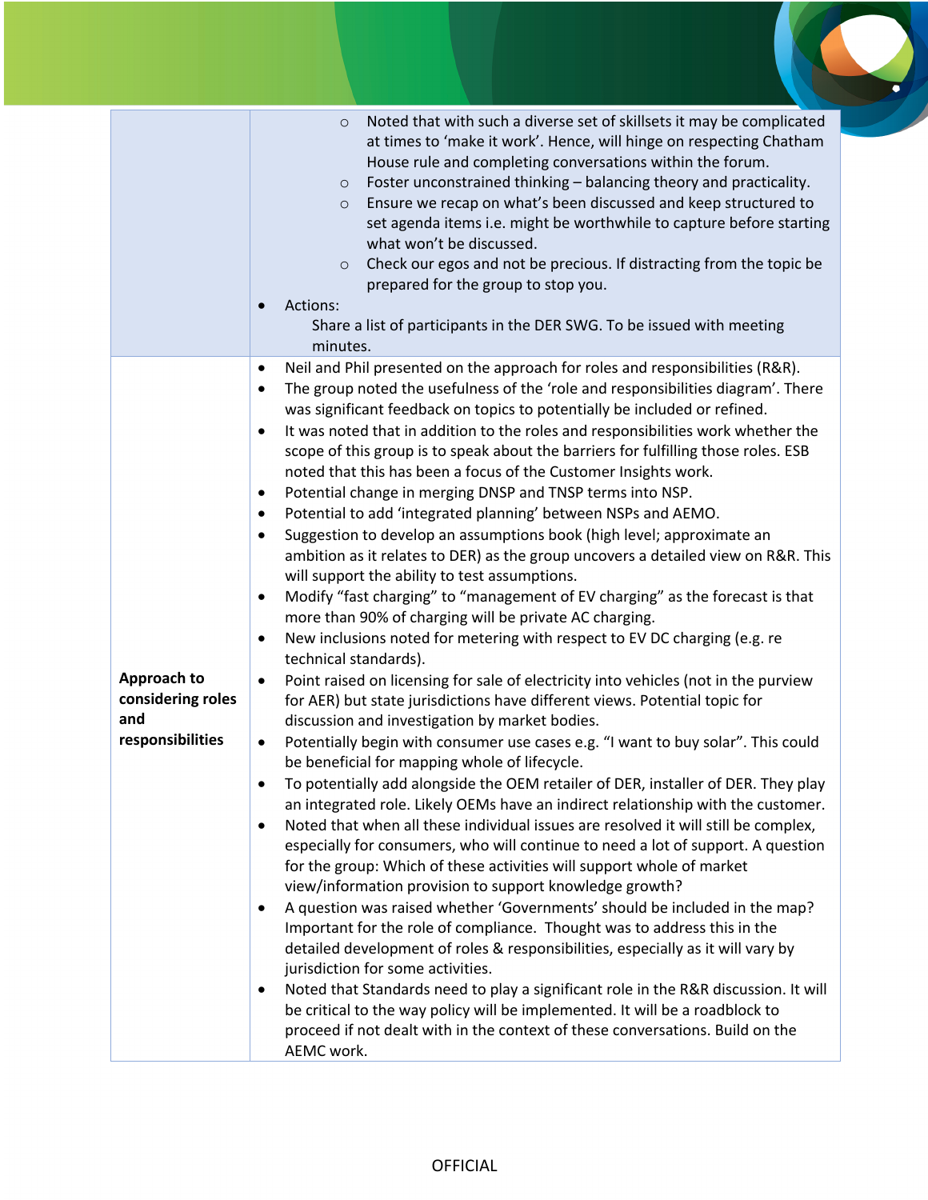| | |
|---|---|
| | ○ Noted that with such a diverse set of skillsets it may be complicated at times to 'make it work'. Hence, will hinge on respecting Chatham House rule and completing conversations within the forum.<br>○ Foster unconstrained thinking – balancing theory and practicality.<br>○ Ensure we recap on what's been discussed and keep structured to set agenda items i.e. might be worthwhile to capture before starting what won't be discussed.<br>○ Check our egos and not be precious. If distracting from the topic be prepared for the group to stop you.<br>• Actions:<br>Share a list of participants in the DER SWG. To be issued with meeting minutes. |
| **Approach to considering roles and responsibilities** | • Neil and Phil presented on the approach for roles and responsibilities (R&R).<br>• The group noted the usefulness of the 'role and responsibilities diagram'. There was significant feedback on topics to potentially be included or refined.<br>• It was noted that in addition to the roles and responsibilities work whether the scope of this group is to speak about the barriers for fulfilling those roles. ESB noted that this has been a focus of the Customer Insights work.<br>• Potential change in merging DNSP and TNSP terms into NSP.<br>• Potential to add 'integrated planning' between NSPs and AEMO.<br>• Suggestion to develop an assumptions book (high level; approximate an ambition as it relates to DER) as the group uncovers a detailed view on R&R. This will support the ability to test assumptions.<br>• Modify "fast charging" to "management of EV charging" as the forecast is that more than 90% of charging will be private AC charging.<br>• New inclusions noted for metering with respect to EV DC charging (e.g. re technical standards).<br>• Point raised on licensing for sale of electricity into vehicles (not in the purview for AER) but state jurisdictions have different views. Potential topic for discussion and investigation by market bodies.<br>• Potentially begin with consumer use cases e.g. "I want to buy solar". This could be beneficial for mapping whole of lifecycle.<br>• To potentially add alongside the OEM retailer of DER, installer of DER. They play an integrated role. Likely OEMs have an indirect relationship with the customer.<br>• Noted that when all these individual issues are resolved it will still be complex, especially for consumers, who will continue to need a lot of support. A question for the group: Which of these activities will support whole of market view/information provision to support knowledge growth?<br>• A question was raised whether 'Governments' should be included in the map? Important for the role of compliance. Thought was to address this in the detailed development of roles & responsibilities, especially as it will vary by jurisdiction for some activities.<br>• Noted that Standards need to play a significant role in the R&R discussion. It will be critical to the way policy will be implemented. It will be a roadblock to proceed if not dealt with in the context of these conversations. Build on the AEMC work. |

OFFICIAL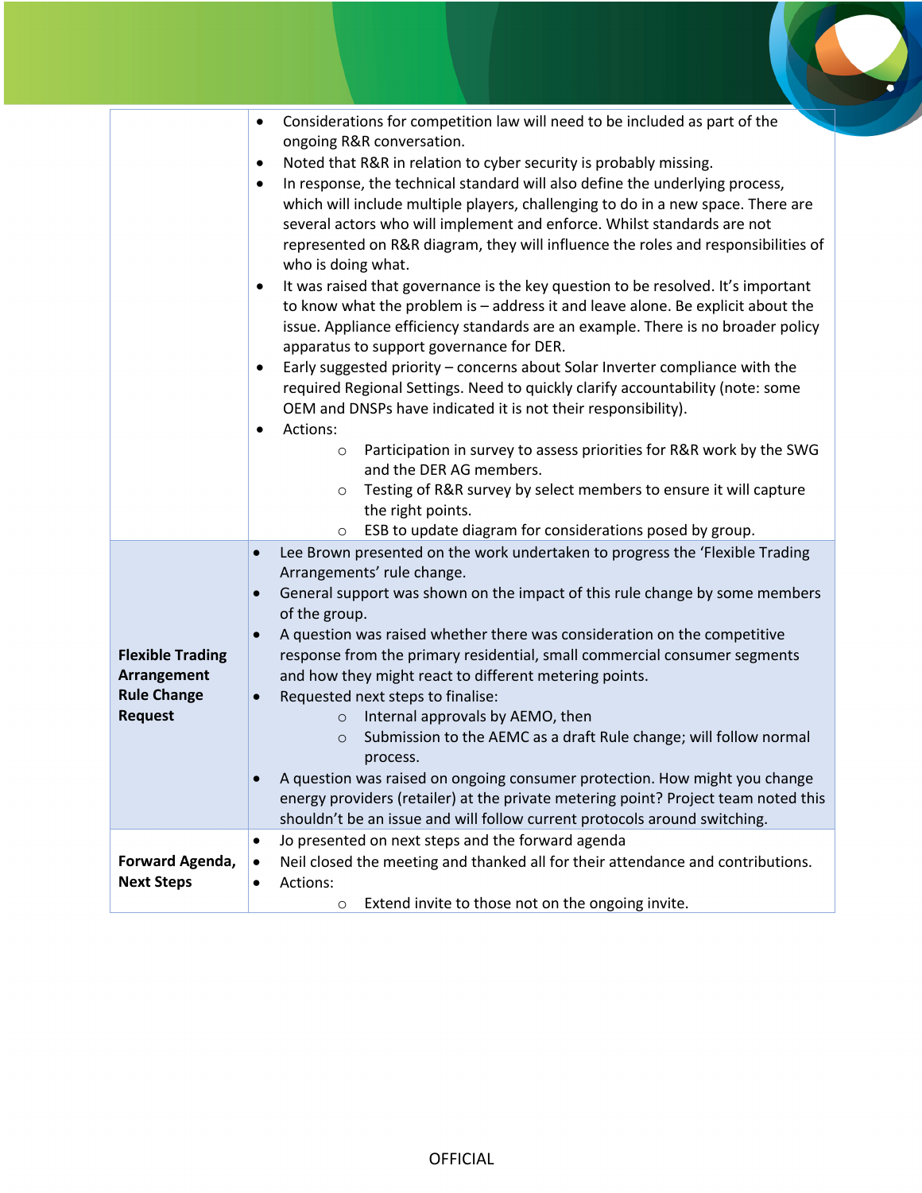| | |
|---|---|
| | • Considerations for competition law will need to be included as part of the ongoing R&R conversation.<br>• Noted that R&R in relation to cyber security is probably missing.<br>• In response, the technical standard will also define the underlying process, which will include multiple players, challenging to do in a new space. There are several actors who will implement and enforce. Whilst standards are not represented on R&R diagram, they will influence the roles and responsibilities of who is doing what.<br>• It was raised that governance is the key question to be resolved. It's important to know what the problem is – address it and leave alone. Be explicit about the issue. Appliance efficiency standards are an example. There is no broader policy apparatus to support governance for DER.<br>• Early suggested priority – concerns about Solar Inverter compliance with the required Regional Settings. Need to quickly clarify accountability (note: some OEM and DNSPs have indicated it is not their responsibility).<br>• Actions:<br>  ○ Participation in survey to assess priorities for R&R work by the SWG and the DER AG members.<br>  ○ Testing of R&R survey by select members to ensure it will capture the right points.<br>  ○ ESB to update diagram for considerations posed by group. |
| **Flexible Trading Arrangement Rule Change Request** | • Lee Brown presented on the work undertaken to progress the 'Flexible Trading Arrangements' rule change.<br>• General support was shown on the impact of this rule change by some members of the group.<br>• A question was raised whether there was consideration on the competitive response from the primary residential, small commercial consumer segments and how they might react to different metering points.<br>• Requested next steps to finalise:<br>  ○ Internal approvals by AEMO, then<br>  ○ Submission to the AEMC as a draft Rule change; will follow normal process.<br>• A question was raised on ongoing consumer protection. How might you change energy providers (retailer) at the private metering point? Project team noted this shouldn't be an issue and will follow current protocols around switching. |
| **Forward Agenda, Next Steps** | • Jo presented on next steps and the forward agenda<br>• Neil closed the meeting and thanked all for their attendance and contributions.<br>• Actions:<br>  ○ Extend invite to those not on the ongoing invite. |

OFFICIAL